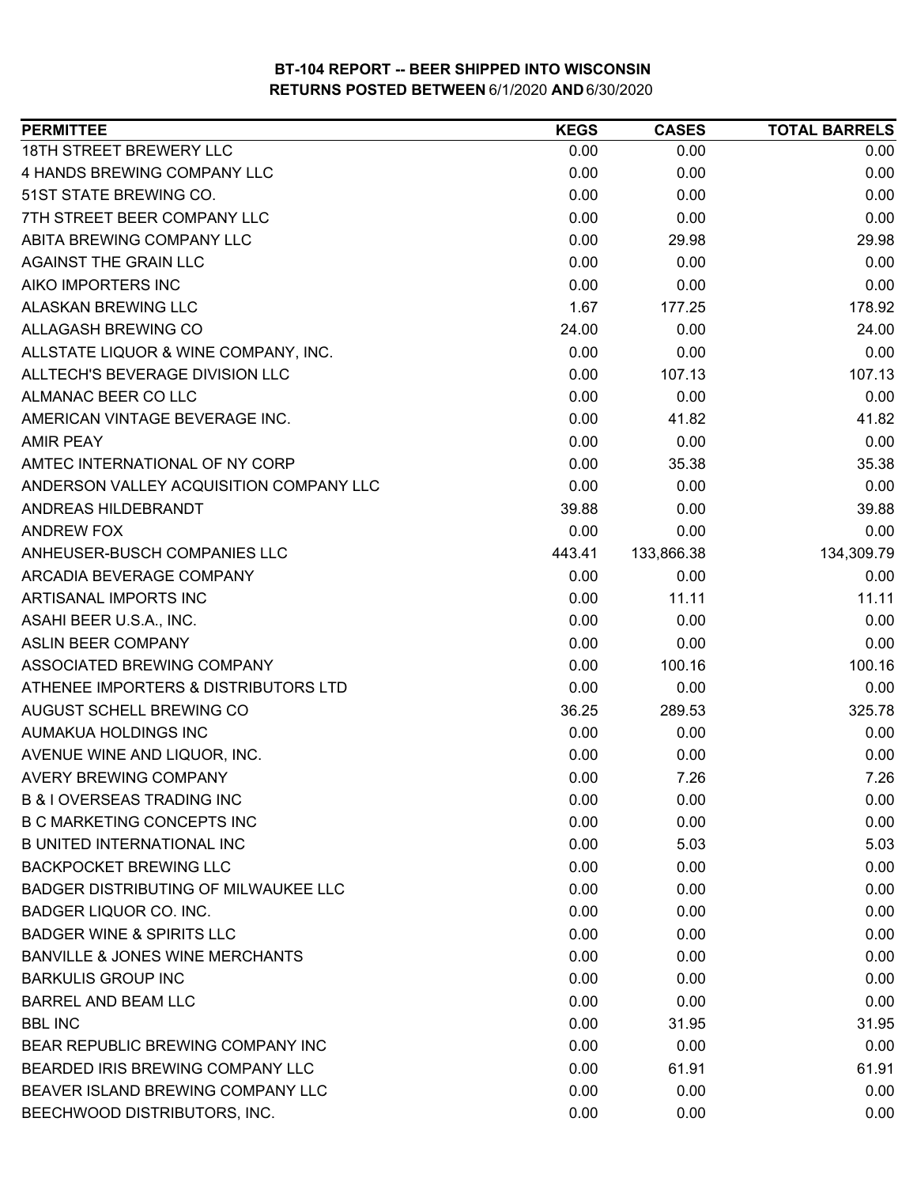# BT-104 REPORT -- BEER SHIPPED INTO WISCONSIN
## RETURNS POSTED BETWEEN 6/1/2020 AND 6/30/2020

| PERMITTEE | KEGS | CASES | TOTAL BARRELS |
|---|---|---|---|
| 18TH STREET BREWERY LLC | 0.00 | 0.00 | 0.00 |
| 4 HANDS BREWING COMPANY LLC | 0.00 | 0.00 | 0.00 |
| 51ST STATE BREWING CO. | 0.00 | 0.00 | 0.00 |
| 7TH STREET BEER COMPANY LLC | 0.00 | 0.00 | 0.00 |
| ABITA BREWING COMPANY LLC | 0.00 | 29.98 | 29.98 |
| AGAINST THE GRAIN LLC | 0.00 | 0.00 | 0.00 |
| AIKO IMPORTERS INC | 0.00 | 0.00 | 0.00 |
| ALASKAN BREWING LLC | 1.67 | 177.25 | 178.92 |
| ALLAGASH BREWING CO | 24.00 | 0.00 | 24.00 |
| ALLSTATE LIQUOR & WINE COMPANY, INC. | 0.00 | 0.00 | 0.00 |
| ALLTECH'S BEVERAGE DIVISION LLC | 0.00 | 107.13 | 107.13 |
| ALMANAC BEER CO LLC | 0.00 | 0.00 | 0.00 |
| AMERICAN VINTAGE BEVERAGE INC. | 0.00 | 41.82 | 41.82 |
| AMIR PEAY | 0.00 | 0.00 | 0.00 |
| AMTEC INTERNATIONAL OF NY CORP | 0.00 | 35.38 | 35.38 |
| ANDERSON VALLEY ACQUISITION COMPANY LLC | 0.00 | 0.00 | 0.00 |
| ANDREAS HILDEBRANDT | 39.88 | 0.00 | 39.88 |
| ANDREW FOX | 0.00 | 0.00 | 0.00 |
| ANHEUSER-BUSCH COMPANIES LLC | 443.41 | 133,866.38 | 134,309.79 |
| ARCADIA BEVERAGE COMPANY | 0.00 | 0.00 | 0.00 |
| ARTISANAL IMPORTS INC | 0.00 | 11.11 | 11.11 |
| ASAHI BEER U.S.A., INC. | 0.00 | 0.00 | 0.00 |
| ASLIN BEER COMPANY | 0.00 | 0.00 | 0.00 |
| ASSOCIATED BREWING COMPANY | 0.00 | 100.16 | 100.16 |
| ATHENEE IMPORTERS & DISTRIBUTORS LTD | 0.00 | 0.00 | 0.00 |
| AUGUST SCHELL BREWING CO | 36.25 | 289.53 | 325.78 |
| AUMAKUA HOLDINGS INC | 0.00 | 0.00 | 0.00 |
| AVENUE WINE AND LIQUOR, INC. | 0.00 | 0.00 | 0.00 |
| AVERY BREWING COMPANY | 0.00 | 7.26 | 7.26 |
| B & I OVERSEAS TRADING INC | 0.00 | 0.00 | 0.00 |
| B C MARKETING CONCEPTS INC | 0.00 | 0.00 | 0.00 |
| B UNITED INTERNATIONAL INC | 0.00 | 5.03 | 5.03 |
| BACKPOCKET BREWING LLC | 0.00 | 0.00 | 0.00 |
| BADGER DISTRIBUTING OF MILWAUKEE LLC | 0.00 | 0.00 | 0.00 |
| BADGER LIQUOR CO. INC. | 0.00 | 0.00 | 0.00 |
| BADGER WINE & SPIRITS LLC | 0.00 | 0.00 | 0.00 |
| BANVILLE & JONES WINE MERCHANTS | 0.00 | 0.00 | 0.00 |
| BARKULIS GROUP INC | 0.00 | 0.00 | 0.00 |
| BARREL AND BEAM LLC | 0.00 | 0.00 | 0.00 |
| BBL INC | 0.00 | 31.95 | 31.95 |
| BEAR REPUBLIC BREWING COMPANY INC | 0.00 | 0.00 | 0.00 |
| BEARDED IRIS BREWING COMPANY LLC | 0.00 | 61.91 | 61.91 |
| BEAVER ISLAND BREWING COMPANY LLC | 0.00 | 0.00 | 0.00 |
| BEECHWOOD DISTRIBUTORS, INC. | 0.00 | 0.00 | 0.00 |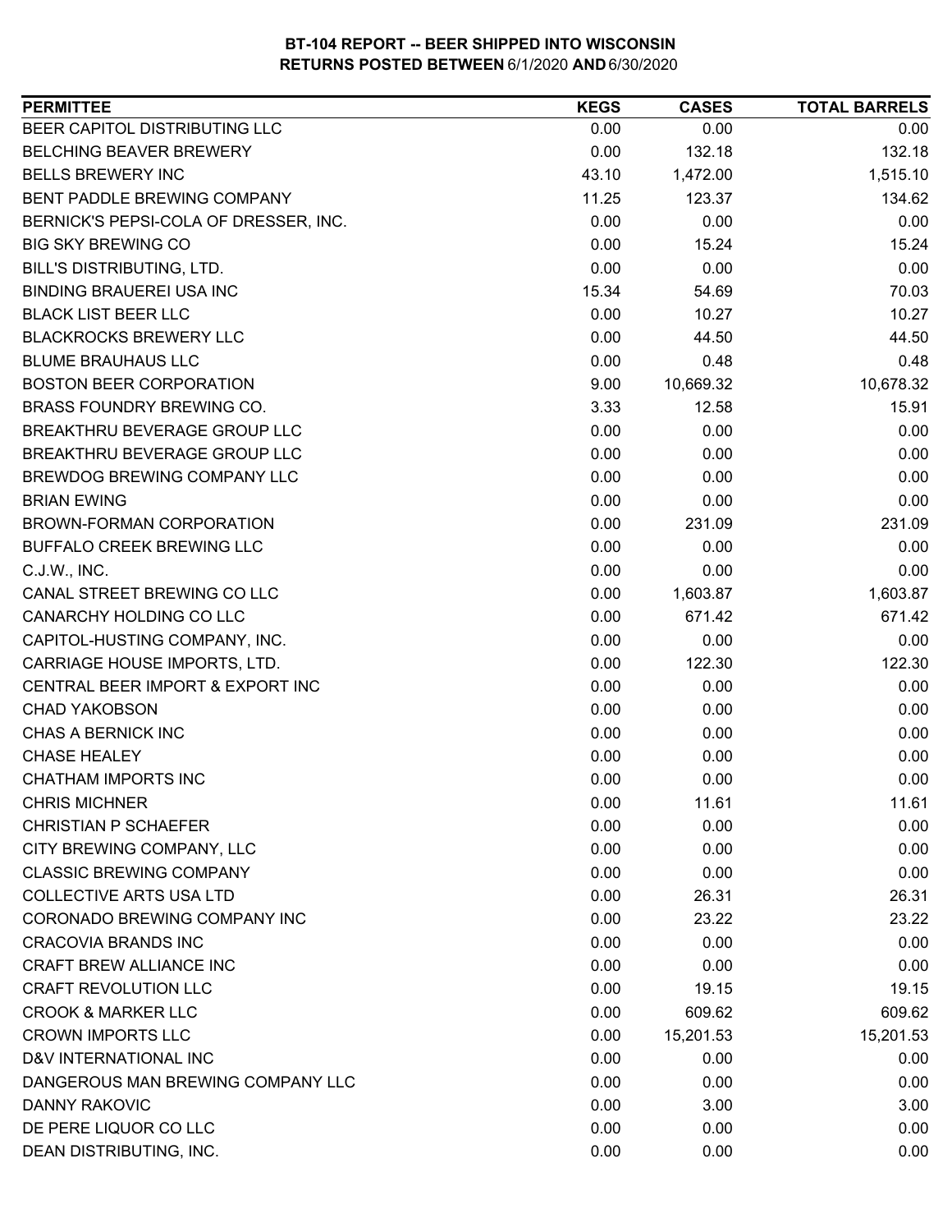**BT-104 REPORT -- BEER SHIPPED INTO WISCONSIN**
**RETURNS POSTED BETWEEN 6/1/2020 AND 6/30/2020**

| PERMITTEE | KEGS | CASES | TOTAL BARRELS |
|---|---|---|---|
| BEER CAPITOL DISTRIBUTING LLC | 0.00 | 0.00 | 0.00 |
| BELCHING BEAVER BREWERY | 0.00 | 132.18 | 132.18 |
| BELLS BREWERY INC | 43.10 | 1,472.00 | 1,515.10 |
| BENT PADDLE BREWING COMPANY | 11.25 | 123.37 | 134.62 |
| BERNICK'S PEPSI-COLA OF DRESSER, INC. | 0.00 | 0.00 | 0.00 |
| BIG SKY BREWING CO | 0.00 | 15.24 | 15.24 |
| BILL'S DISTRIBUTING, LTD. | 0.00 | 0.00 | 0.00 |
| BINDING BRAUEREI USA INC | 15.34 | 54.69 | 70.03 |
| BLACK LIST BEER LLC | 0.00 | 10.27 | 10.27 |
| BLACKROCKS BREWERY LLC | 0.00 | 44.50 | 44.50 |
| BLUME BRAUHAUS LLC | 0.00 | 0.48 | 0.48 |
| BOSTON BEER CORPORATION | 9.00 | 10,669.32 | 10,678.32 |
| BRASS FOUNDRY BREWING CO. | 3.33 | 12.58 | 15.91 |
| BREAKTHRU BEVERAGE GROUP LLC | 0.00 | 0.00 | 0.00 |
| BREAKTHRU BEVERAGE GROUP LLC | 0.00 | 0.00 | 0.00 |
| BREWDOG BREWING COMPANY LLC | 0.00 | 0.00 | 0.00 |
| BRIAN EWING | 0.00 | 0.00 | 0.00 |
| BROWN-FORMAN CORPORATION | 0.00 | 231.09 | 231.09 |
| BUFFALO CREEK BREWING LLC | 0.00 | 0.00 | 0.00 |
| C.J.W., INC. | 0.00 | 0.00 | 0.00 |
| CANAL STREET BREWING CO LLC | 0.00 | 1,603.87 | 1,603.87 |
| CANARCHY HOLDING CO LLC | 0.00 | 671.42 | 671.42 |
| CAPITOL-HUSTING COMPANY, INC. | 0.00 | 0.00 | 0.00 |
| CARRIAGE HOUSE IMPORTS, LTD. | 0.00 | 122.30 | 122.30 |
| CENTRAL BEER IMPORT & EXPORT INC | 0.00 | 0.00 | 0.00 |
| CHAD YAKOBSON | 0.00 | 0.00 | 0.00 |
| CHAS A BERNICK INC | 0.00 | 0.00 | 0.00 |
| CHASE HEALEY | 0.00 | 0.00 | 0.00 |
| CHATHAM IMPORTS INC | 0.00 | 0.00 | 0.00 |
| CHRIS MICHNER | 0.00 | 11.61 | 11.61 |
| CHRISTIAN P SCHAEFER | 0.00 | 0.00 | 0.00 |
| CITY BREWING COMPANY, LLC | 0.00 | 0.00 | 0.00 |
| CLASSIC BREWING COMPANY | 0.00 | 0.00 | 0.00 |
| COLLECTIVE ARTS USA LTD | 0.00 | 26.31 | 26.31 |
| CORONADO BREWING COMPANY INC | 0.00 | 23.22 | 23.22 |
| CRACOVIA BRANDS INC | 0.00 | 0.00 | 0.00 |
| CRAFT BREW ALLIANCE INC | 0.00 | 0.00 | 0.00 |
| CRAFT REVOLUTION LLC | 0.00 | 19.15 | 19.15 |
| CROOK & MARKER LLC | 0.00 | 609.62 | 609.62 |
| CROWN IMPORTS LLC | 0.00 | 15,201.53 | 15,201.53 |
| D&V INTERNATIONAL INC | 0.00 | 0.00 | 0.00 |
| DANGEROUS MAN BREWING COMPANY LLC | 0.00 | 0.00 | 0.00 |
| DANNY RAKOVIC | 0.00 | 3.00 | 3.00 |
| DE PERE LIQUOR CO LLC | 0.00 | 0.00 | 0.00 |
| DEAN DISTRIBUTING, INC. | 0.00 | 0.00 | 0.00 |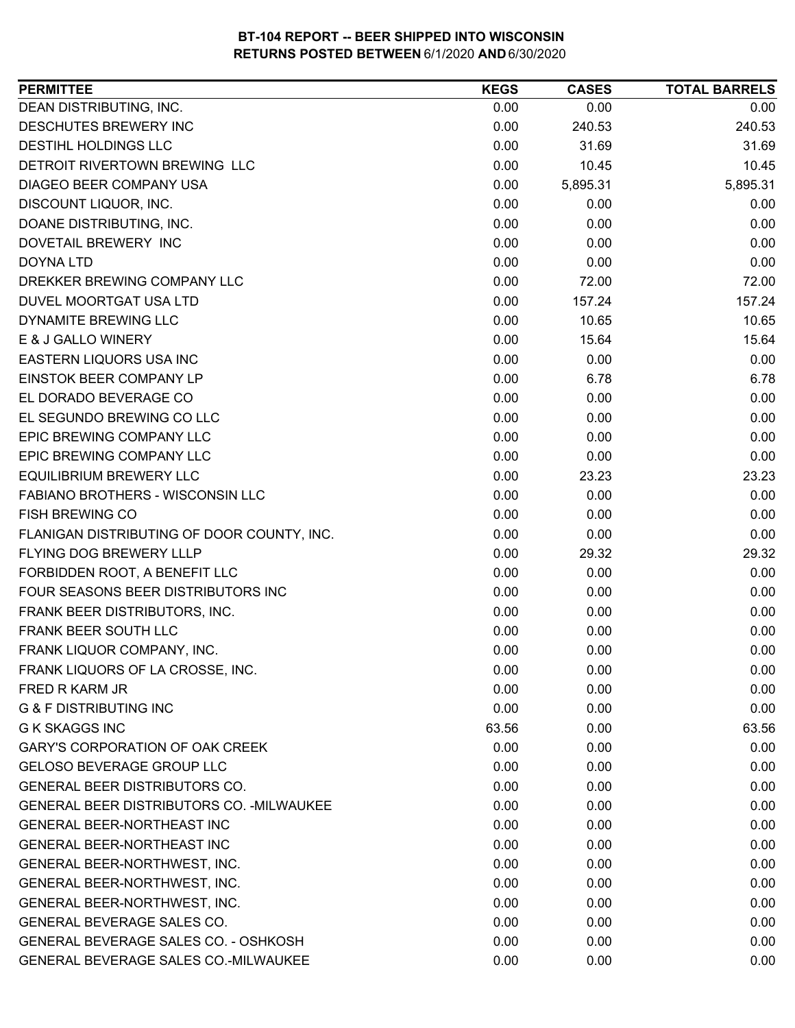# BT-104 REPORT -- BEER SHIPPED INTO WISCONSIN
## RETURNS POSTED BETWEEN 6/1/2020 AND 6/30/2020

| PERMITTEE | KEGS | CASES | TOTAL BARRELS |
|---|---|---|---|
| DEAN DISTRIBUTING, INC. | 0.00 | 0.00 | 0.00 |
| DESCHUTES BREWERY INC | 0.00 | 240.53 | 240.53 |
| DESTIHL HOLDINGS LLC | 0.00 | 31.69 | 31.69 |
| DETROIT RIVERTOWN BREWING LLC | 0.00 | 10.45 | 10.45 |
| DIAGEO BEER COMPANY USA | 0.00 | 5,895.31 | 5,895.31 |
| DISCOUNT LIQUOR, INC. | 0.00 | 0.00 | 0.00 |
| DOANE DISTRIBUTING, INC. | 0.00 | 0.00 | 0.00 |
| DOVETAIL BREWERY INC | 0.00 | 0.00 | 0.00 |
| DOYNA LTD | 0.00 | 0.00 | 0.00 |
| DREKKER BREWING COMPANY LLC | 0.00 | 72.00 | 72.00 |
| DUVEL MOORTGAT USA LTD | 0.00 | 157.24 | 157.24 |
| DYNAMITE BREWING LLC | 0.00 | 10.65 | 10.65 |
| E & J GALLO WINERY | 0.00 | 15.64 | 15.64 |
| EASTERN LIQUORS USA INC | 0.00 | 0.00 | 0.00 |
| EINSTOK BEER COMPANY LP | 0.00 | 6.78 | 6.78 |
| EL DORADO BEVERAGE CO | 0.00 | 0.00 | 0.00 |
| EL SEGUNDO BREWING CO LLC | 0.00 | 0.00 | 0.00 |
| EPIC BREWING COMPANY LLC | 0.00 | 0.00 | 0.00 |
| EPIC BREWING COMPANY LLC | 0.00 | 0.00 | 0.00 |
| EQUILIBRIUM BREWERY LLC | 0.00 | 23.23 | 23.23 |
| FABIANO BROTHERS - WISCONSIN LLC | 0.00 | 0.00 | 0.00 |
| FISH BREWING CO | 0.00 | 0.00 | 0.00 |
| FLANIGAN DISTRIBUTING OF DOOR COUNTY, INC. | 0.00 | 0.00 | 0.00 |
| FLYING DOG BREWERY LLLP | 0.00 | 29.32 | 29.32 |
| FORBIDDEN ROOT, A BENEFIT LLC | 0.00 | 0.00 | 0.00 |
| FOUR SEASONS BEER DISTRIBUTORS INC | 0.00 | 0.00 | 0.00 |
| FRANK BEER DISTRIBUTORS, INC. | 0.00 | 0.00 | 0.00 |
| FRANK BEER SOUTH LLC | 0.00 | 0.00 | 0.00 |
| FRANK LIQUOR COMPANY, INC. | 0.00 | 0.00 | 0.00 |
| FRANK LIQUORS OF LA CROSSE, INC. | 0.00 | 0.00 | 0.00 |
| FRED R KARM JR | 0.00 | 0.00 | 0.00 |
| G & F DISTRIBUTING INC | 0.00 | 0.00 | 0.00 |
| G K SKAGGS INC | 63.56 | 0.00 | 63.56 |
| GARY'S CORPORATION OF OAK CREEK | 0.00 | 0.00 | 0.00 |
| GELOSO BEVERAGE GROUP LLC | 0.00 | 0.00 | 0.00 |
| GENERAL BEER DISTRIBUTORS CO. | 0.00 | 0.00 | 0.00 |
| GENERAL BEER DISTRIBUTORS CO. -MILWAUKEE | 0.00 | 0.00 | 0.00 |
| GENERAL BEER-NORTHEAST INC | 0.00 | 0.00 | 0.00 |
| GENERAL BEER-NORTHEAST INC | 0.00 | 0.00 | 0.00 |
| GENERAL BEER-NORTHWEST, INC. | 0.00 | 0.00 | 0.00 |
| GENERAL BEER-NORTHWEST, INC. | 0.00 | 0.00 | 0.00 |
| GENERAL BEER-NORTHWEST, INC. | 0.00 | 0.00 | 0.00 |
| GENERAL BEVERAGE SALES CO. | 0.00 | 0.00 | 0.00 |
| GENERAL BEVERAGE SALES CO. - OSHKOSH | 0.00 | 0.00 | 0.00 |
| GENERAL BEVERAGE SALES CO.-MILWAUKEE | 0.00 | 0.00 | 0.00 |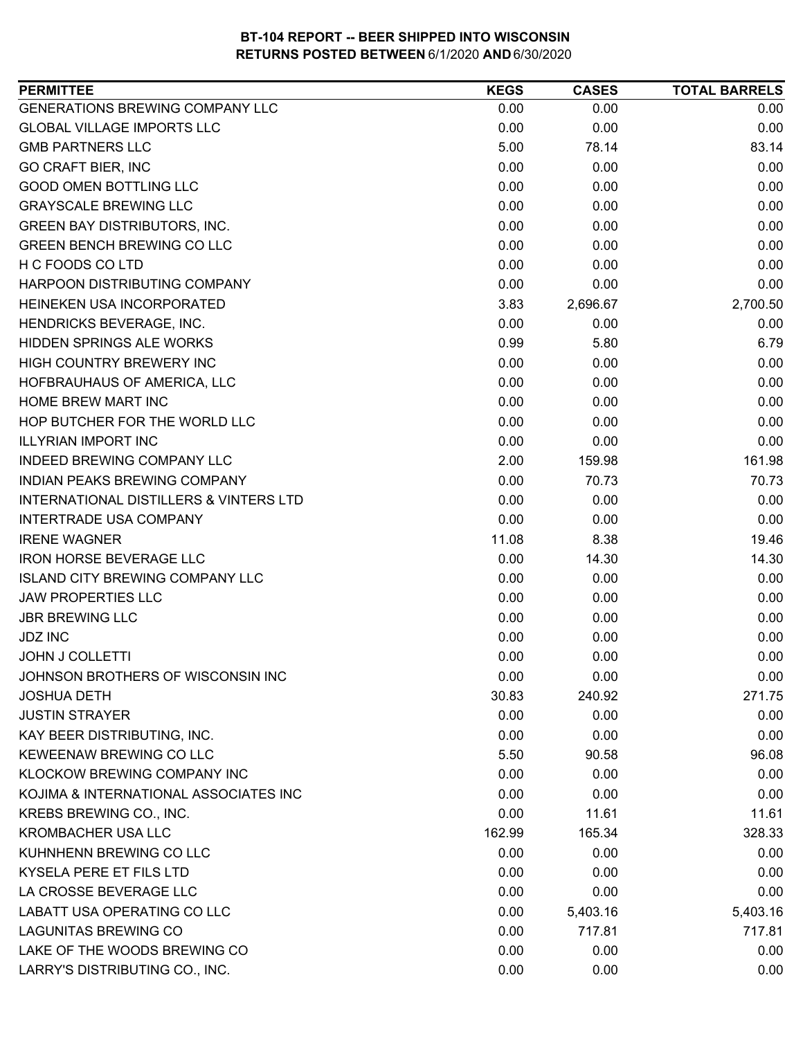**BT-104 REPORT -- BEER SHIPPED INTO WISCONSIN**
**RETURNS POSTED BETWEEN 6/1/2020 AND 6/30/2020**

| PERMITTEE | KEGS | CASES | TOTAL BARRELS |
|---|---|---|---|
| GENERATIONS BREWING COMPANY LLC | 0.00 | 0.00 | 0.00 |
| GLOBAL VILLAGE IMPORTS LLC | 0.00 | 0.00 | 0.00 |
| GMB PARTNERS LLC | 5.00 | 78.14 | 83.14 |
| GO CRAFT BIER, INC | 0.00 | 0.00 | 0.00 |
| GOOD OMEN BOTTLING LLC | 0.00 | 0.00 | 0.00 |
| GRAYSCALE BREWING LLC | 0.00 | 0.00 | 0.00 |
| GREEN BAY DISTRIBUTORS, INC. | 0.00 | 0.00 | 0.00 |
| GREEN BENCH BREWING CO LLC | 0.00 | 0.00 | 0.00 |
| H C FOODS CO LTD | 0.00 | 0.00 | 0.00 |
| HARPOON DISTRIBUTING COMPANY | 0.00 | 0.00 | 0.00 |
| HEINEKEN USA INCORPORATED | 3.83 | 2,696.67 | 2,700.50 |
| HENDRICKS BEVERAGE, INC. | 0.00 | 0.00 | 0.00 |
| HIDDEN SPRINGS ALE WORKS | 0.99 | 5.80 | 6.79 |
| HIGH COUNTRY BREWERY INC | 0.00 | 0.00 | 0.00 |
| HOFBRAUHAUS OF AMERICA, LLC | 0.00 | 0.00 | 0.00 |
| HOME BREW MART INC | 0.00 | 0.00 | 0.00 |
| HOP BUTCHER FOR THE WORLD LLC | 0.00 | 0.00 | 0.00 |
| ILLYRIAN IMPORT INC | 0.00 | 0.00 | 0.00 |
| INDEED BREWING COMPANY LLC | 2.00 | 159.98 | 161.98 |
| INDIAN PEAKS BREWING COMPANY | 0.00 | 70.73 | 70.73 |
| INTERNATIONAL DISTILLERS & VINTERS LTD | 0.00 | 0.00 | 0.00 |
| INTERTRADE USA COMPANY | 0.00 | 0.00 | 0.00 |
| IRENE WAGNER | 11.08 | 8.38 | 19.46 |
| IRON HORSE BEVERAGE LLC | 0.00 | 14.30 | 14.30 |
| ISLAND CITY BREWING COMPANY LLC | 0.00 | 0.00 | 0.00 |
| JAW PROPERTIES LLC | 0.00 | 0.00 | 0.00 |
| JBR BREWING LLC | 0.00 | 0.00 | 0.00 |
| JDZ INC | 0.00 | 0.00 | 0.00 |
| JOHN J COLLETTI | 0.00 | 0.00 | 0.00 |
| JOHNSON BROTHERS OF WISCONSIN INC | 0.00 | 0.00 | 0.00 |
| JOSHUA DETH | 30.83 | 240.92 | 271.75 |
| JUSTIN STRAYER | 0.00 | 0.00 | 0.00 |
| KAY BEER DISTRIBUTING, INC. | 0.00 | 0.00 | 0.00 |
| KEWEENAW BREWING CO LLC | 5.50 | 90.58 | 96.08 |
| KLOCKOW BREWING COMPANY INC | 0.00 | 0.00 | 0.00 |
| KOJIMA & INTERNATIONAL ASSOCIATES INC | 0.00 | 0.00 | 0.00 |
| KREBS BREWING CO., INC. | 0.00 | 11.61 | 11.61 |
| KROMBACHER USA LLC | 162.99 | 165.34 | 328.33 |
| KUHNHENN BREWING CO LLC | 0.00 | 0.00 | 0.00 |
| KYSELA PERE ET FILS LTD | 0.00 | 0.00 | 0.00 |
| LA CROSSE BEVERAGE LLC | 0.00 | 0.00 | 0.00 |
| LABATT USA OPERATING CO LLC | 0.00 | 5,403.16 | 5,403.16 |
| LAGUNITAS BREWING CO | 0.00 | 717.81 | 717.81 |
| LAKE OF THE WOODS BREWING CO | 0.00 | 0.00 | 0.00 |
| LARRY'S DISTRIBUTING CO., INC. | 0.00 | 0.00 | 0.00 |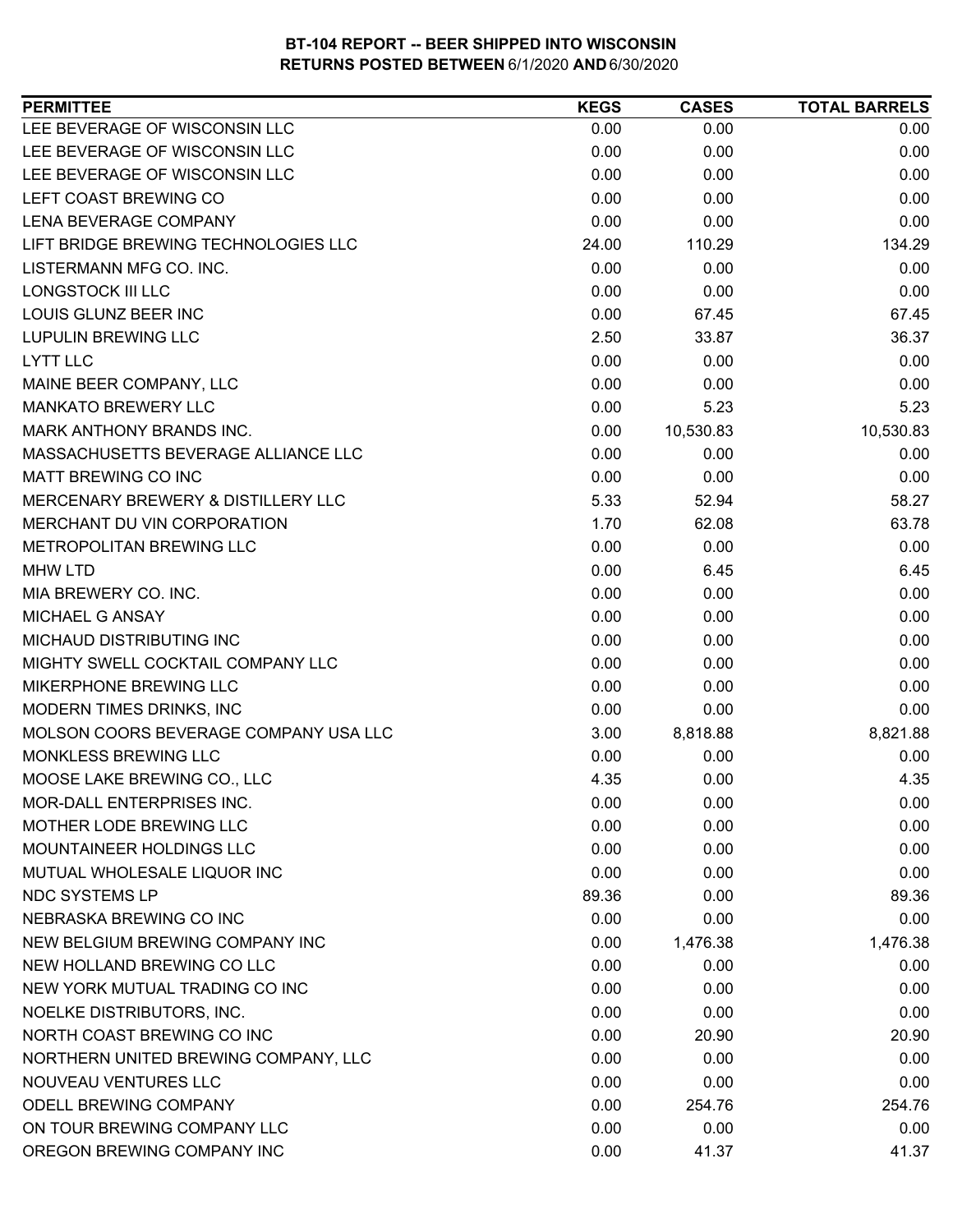**BT-104 REPORT -- BEER SHIPPED INTO WISCONSIN**
**RETURNS POSTED BETWEEN 6/1/2020 AND 6/30/2020**

| PERMITTEE | KEGS | CASES | TOTAL BARRELS |
|---|---|---|---|
| LEE BEVERAGE OF WISCONSIN LLC | 0.00 | 0.00 | 0.00 |
| LEE BEVERAGE OF WISCONSIN LLC | 0.00 | 0.00 | 0.00 |
| LEE BEVERAGE OF WISCONSIN LLC | 0.00 | 0.00 | 0.00 |
| LEFT COAST BREWING CO | 0.00 | 0.00 | 0.00 |
| LENA BEVERAGE COMPANY | 0.00 | 0.00 | 0.00 |
| LIFT BRIDGE BREWING TECHNOLOGIES LLC | 24.00 | 110.29 | 134.29 |
| LISTERMANN MFG CO. INC. | 0.00 | 0.00 | 0.00 |
| LONGSTOCK III LLC | 0.00 | 0.00 | 0.00 |
| LOUIS GLUNZ BEER INC | 0.00 | 67.45 | 67.45 |
| LUPULIN BREWING LLC | 2.50 | 33.87 | 36.37 |
| LYTT LLC | 0.00 | 0.00 | 0.00 |
| MAINE BEER COMPANY, LLC | 0.00 | 0.00 | 0.00 |
| MANKATO BREWERY LLC | 0.00 | 5.23 | 5.23 |
| MARK ANTHONY BRANDS INC. | 0.00 | 10,530.83 | 10,530.83 |
| MASSACHUSETTS BEVERAGE ALLIANCE LLC | 0.00 | 0.00 | 0.00 |
| MATT BREWING CO INC | 0.00 | 0.00 | 0.00 |
| MERCENARY BREWERY & DISTILLERY LLC | 5.33 | 52.94 | 58.27 |
| MERCHANT DU VIN CORPORATION | 1.70 | 62.08 | 63.78 |
| METROPOLITAN BREWING LLC | 0.00 | 0.00 | 0.00 |
| MHW LTD | 0.00 | 6.45 | 6.45 |
| MIA BREWERY CO. INC. | 0.00 | 0.00 | 0.00 |
| MICHAEL G ANSAY | 0.00 | 0.00 | 0.00 |
| MICHAUD DISTRIBUTING INC | 0.00 | 0.00 | 0.00 |
| MIGHTY SWELL COCKTAIL COMPANY LLC | 0.00 | 0.00 | 0.00 |
| MIKERPHONE BREWING LLC | 0.00 | 0.00 | 0.00 |
| MODERN TIMES DRINKS, INC | 0.00 | 0.00 | 0.00 |
| MOLSON COORS BEVERAGE COMPANY USA LLC | 3.00 | 8,818.88 | 8,821.88 |
| MONKLESS BREWING LLC | 0.00 | 0.00 | 0.00 |
| MOOSE LAKE BREWING CO., LLC | 4.35 | 0.00 | 4.35 |
| MOR-DALL ENTERPRISES INC. | 0.00 | 0.00 | 0.00 |
| MOTHER LODE BREWING LLC | 0.00 | 0.00 | 0.00 |
| MOUNTAINEER HOLDINGS LLC | 0.00 | 0.00 | 0.00 |
| MUTUAL WHOLESALE LIQUOR INC | 0.00 | 0.00 | 0.00 |
| NDC SYSTEMS LP | 89.36 | 0.00 | 89.36 |
| NEBRASKA BREWING CO INC | 0.00 | 0.00 | 0.00 |
| NEW BELGIUM BREWING COMPANY INC | 0.00 | 1,476.38 | 1,476.38 |
| NEW HOLLAND BREWING CO LLC | 0.00 | 0.00 | 0.00 |
| NEW YORK MUTUAL TRADING CO INC | 0.00 | 0.00 | 0.00 |
| NOELKE DISTRIBUTORS, INC. | 0.00 | 0.00 | 0.00 |
| NORTH COAST BREWING CO INC | 0.00 | 20.90 | 20.90 |
| NORTHERN UNITED BREWING COMPANY, LLC | 0.00 | 0.00 | 0.00 |
| NOUVEAU VENTURES LLC | 0.00 | 0.00 | 0.00 |
| ODELL BREWING COMPANY | 0.00 | 254.76 | 254.76 |
| ON TOUR BREWING COMPANY LLC | 0.00 | 0.00 | 0.00 |
| OREGON BREWING COMPANY INC | 0.00 | 41.37 | 41.37 |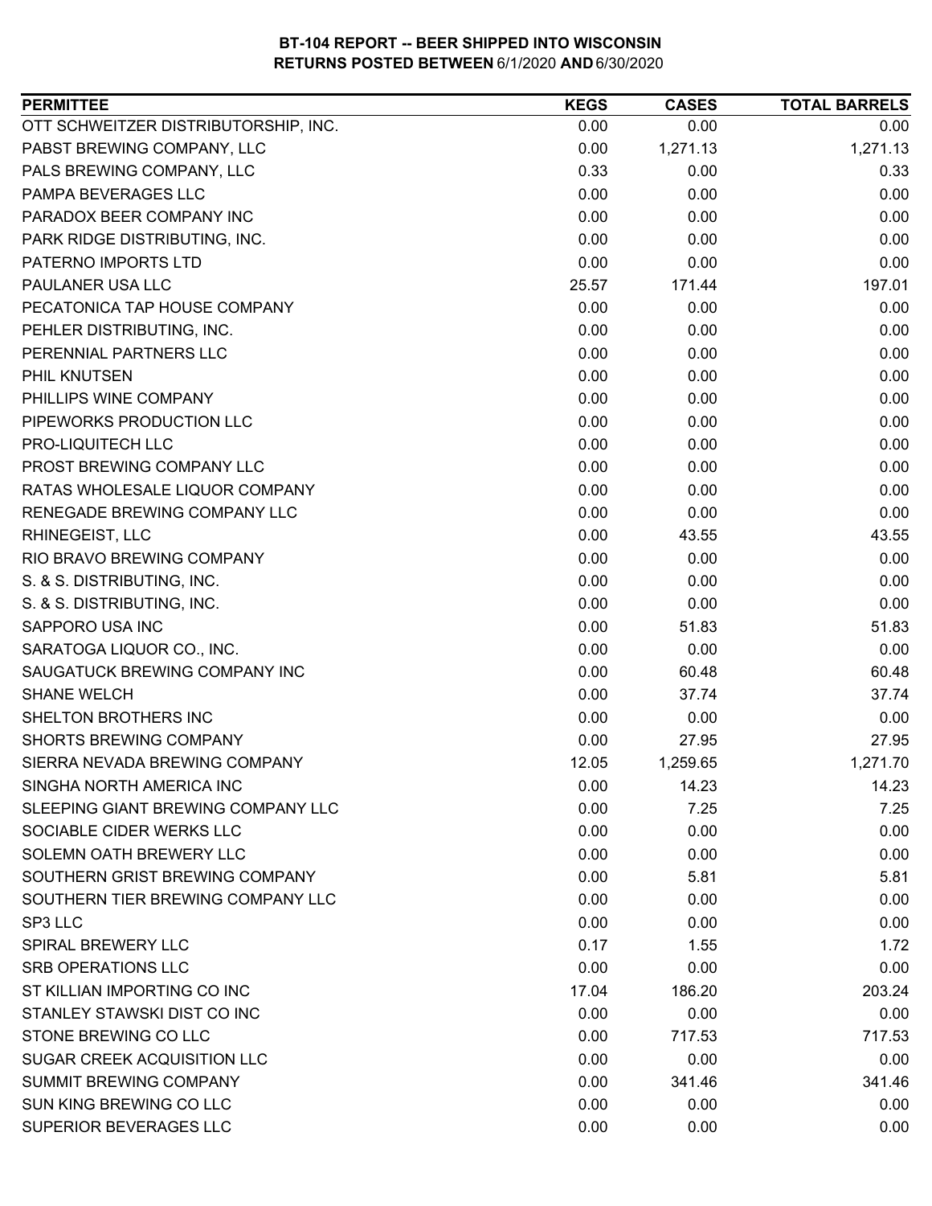**BT-104 REPORT -- BEER SHIPPED INTO WISCONSIN**
**RETURNS POSTED BETWEEN 6/1/2020 AND 6/30/2020**

| PERMITTEE | KEGS | CASES | TOTAL BARRELS |
|---|---|---|---|
| OTT SCHWEITZER DISTRIBUTORSHIP, INC. | 0.00 | 0.00 | 0.00 |
| PABST BREWING COMPANY, LLC | 0.00 | 1,271.13 | 1,271.13 |
| PALS BREWING COMPANY, LLC | 0.33 | 0.00 | 0.33 |
| PAMPA BEVERAGES LLC | 0.00 | 0.00 | 0.00 |
| PARADOX BEER COMPANY INC | 0.00 | 0.00 | 0.00 |
| PARK RIDGE DISTRIBUTING, INC. | 0.00 | 0.00 | 0.00 |
| PATERNO IMPORTS LTD | 0.00 | 0.00 | 0.00 |
| PAULANER USA LLC | 25.57 | 171.44 | 197.01 |
| PECATONICA TAP HOUSE COMPANY | 0.00 | 0.00 | 0.00 |
| PEHLER DISTRIBUTING, INC. | 0.00 | 0.00 | 0.00 |
| PERENNIAL PARTNERS LLC | 0.00 | 0.00 | 0.00 |
| PHIL KNUTSEN | 0.00 | 0.00 | 0.00 |
| PHILLIPS WINE COMPANY | 0.00 | 0.00 | 0.00 |
| PIPEWORKS PRODUCTION LLC | 0.00 | 0.00 | 0.00 |
| PRO-LIQUITECH LLC | 0.00 | 0.00 | 0.00 |
| PROST BREWING COMPANY LLC | 0.00 | 0.00 | 0.00 |
| RATAS WHOLESALE LIQUOR COMPANY | 0.00 | 0.00 | 0.00 |
| RENEGADE BREWING COMPANY LLC | 0.00 | 0.00 | 0.00 |
| RHINEGEIST, LLC | 0.00 | 43.55 | 43.55 |
| RIO BRAVO BREWING COMPANY | 0.00 | 0.00 | 0.00 |
| S. & S. DISTRIBUTING, INC. | 0.00 | 0.00 | 0.00 |
| S. & S. DISTRIBUTING, INC. | 0.00 | 0.00 | 0.00 |
| SAPPORO USA INC | 0.00 | 51.83 | 51.83 |
| SARATOGA LIQUOR CO., INC. | 0.00 | 0.00 | 0.00 |
| SAUGATUCK BREWING COMPANY INC | 0.00 | 60.48 | 60.48 |
| SHANE WELCH | 0.00 | 37.74 | 37.74 |
| SHELTON BROTHERS INC | 0.00 | 0.00 | 0.00 |
| SHORTS BREWING COMPANY | 0.00 | 27.95 | 27.95 |
| SIERRA NEVADA BREWING COMPANY | 12.05 | 1,259.65 | 1,271.70 |
| SINGHA NORTH AMERICA INC | 0.00 | 14.23 | 14.23 |
| SLEEPING GIANT BREWING COMPANY LLC | 0.00 | 7.25 | 7.25 |
| SOCIABLE CIDER WERKS LLC | 0.00 | 0.00 | 0.00 |
| SOLEMN OATH BREWERY LLC | 0.00 | 0.00 | 0.00 |
| SOUTHERN GRIST BREWING COMPANY | 0.00 | 5.81 | 5.81 |
| SOUTHERN TIER BREWING COMPANY LLC | 0.00 | 0.00 | 0.00 |
| SP3 LLC | 0.00 | 0.00 | 0.00 |
| SPIRAL BREWERY LLC | 0.17 | 1.55 | 1.72 |
| SRB OPERATIONS LLC | 0.00 | 0.00 | 0.00 |
| ST KILLIAN IMPORTING CO INC | 17.04 | 186.20 | 203.24 |
| STANLEY STAWSKI DIST CO INC | 0.00 | 0.00 | 0.00 |
| STONE BREWING CO LLC | 0.00 | 717.53 | 717.53 |
| SUGAR CREEK ACQUISITION LLC | 0.00 | 0.00 | 0.00 |
| SUMMIT BREWING COMPANY | 0.00 | 341.46 | 341.46 |
| SUN KING BREWING CO LLC | 0.00 | 0.00 | 0.00 |
| SUPERIOR BEVERAGES LLC | 0.00 | 0.00 | 0.00 |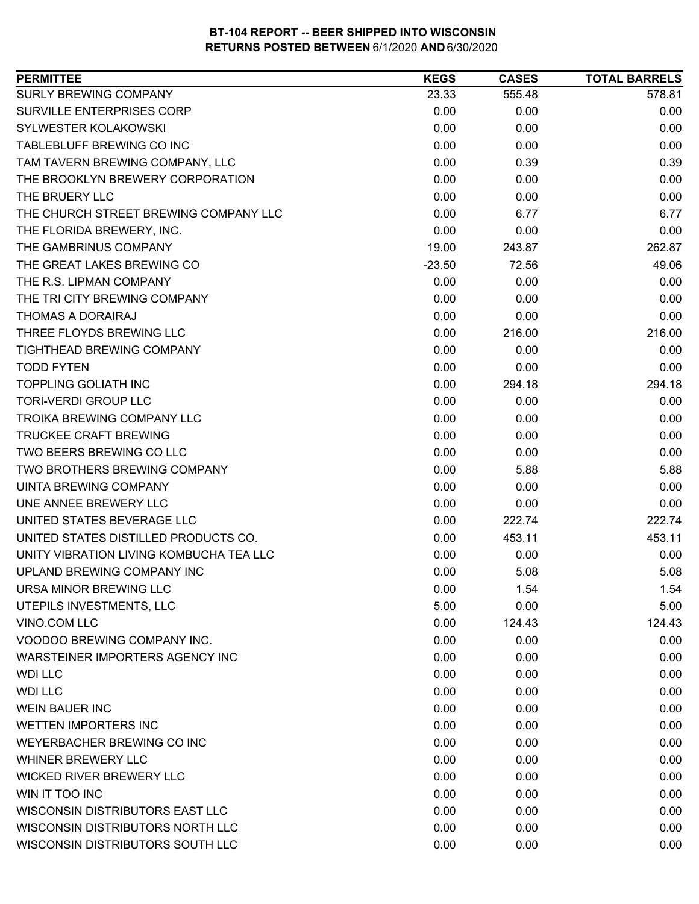**BT-104 REPORT -- BEER SHIPPED INTO WISCONSIN**
**RETURNS POSTED BETWEEN 6/1/2020 AND 6/30/2020**

| PERMITTEE | KEGS | CASES | TOTAL BARRELS |
|---|---|---|---|
| SURLY BREWING COMPANY | 23.33 | 555.48 | 578.81 |
| SURVILLE ENTERPRISES CORP | 0.00 | 0.00 | 0.00 |
| SYLWESTER KOLAKOWSKI | 0.00 | 0.00 | 0.00 |
| TABLEBLUFF BREWING CO INC | 0.00 | 0.00 | 0.00 |
| TAM TAVERN BREWING COMPANY, LLC | 0.00 | 0.39 | 0.39 |
| THE BROOKLYN BREWERY CORPORATION | 0.00 | 0.00 | 0.00 |
| THE BRUERY LLC | 0.00 | 0.00 | 0.00 |
| THE CHURCH STREET BREWING COMPANY LLC | 0.00 | 6.77 | 6.77 |
| THE FLORIDA BREWERY, INC. | 0.00 | 0.00 | 0.00 |
| THE GAMBRINUS COMPANY | 19.00 | 243.87 | 262.87 |
| THE GREAT LAKES BREWING CO | -23.50 | 72.56 | 49.06 |
| THE R.S. LIPMAN COMPANY | 0.00 | 0.00 | 0.00 |
| THE TRI CITY BREWING COMPANY | 0.00 | 0.00 | 0.00 |
| THOMAS A DORAIRAJ | 0.00 | 0.00 | 0.00 |
| THREE FLOYDS BREWING LLC | 0.00 | 216.00 | 216.00 |
| TIGHTHEAD BREWING COMPANY | 0.00 | 0.00 | 0.00 |
| TODD FYTEN | 0.00 | 0.00 | 0.00 |
| TOPPLING GOLIATH INC | 0.00 | 294.18 | 294.18 |
| TORI-VERDI GROUP LLC | 0.00 | 0.00 | 0.00 |
| TROIKA BREWING COMPANY LLC | 0.00 | 0.00 | 0.00 |
| TRUCKEE CRAFT BREWING | 0.00 | 0.00 | 0.00 |
| TWO BEERS BREWING CO LLC | 0.00 | 0.00 | 0.00 |
| TWO BROTHERS BREWING COMPANY | 0.00 | 5.88 | 5.88 |
| UINTA BREWING COMPANY | 0.00 | 0.00 | 0.00 |
| UNE ANNEE BREWERY LLC | 0.00 | 0.00 | 0.00 |
| UNITED STATES BEVERAGE LLC | 0.00 | 222.74 | 222.74 |
| UNITED STATES DISTILLED PRODUCTS CO. | 0.00 | 453.11 | 453.11 |
| UNITY VIBRATION LIVING KOMBUCHA TEA LLC | 0.00 | 0.00 | 0.00 |
| UPLAND BREWING COMPANY INC | 0.00 | 5.08 | 5.08 |
| URSA MINOR BREWING LLC | 0.00 | 1.54 | 1.54 |
| UTEPILS INVESTMENTS, LLC | 5.00 | 0.00 | 5.00 |
| VINO.COM LLC | 0.00 | 124.43 | 124.43 |
| VOODOO BREWING COMPANY INC. | 0.00 | 0.00 | 0.00 |
| WARSTEINER IMPORTERS AGENCY INC | 0.00 | 0.00 | 0.00 |
| WDI LLC | 0.00 | 0.00 | 0.00 |
| WDI LLC | 0.00 | 0.00 | 0.00 |
| WEIN BAUER INC | 0.00 | 0.00 | 0.00 |
| WETTEN IMPORTERS INC | 0.00 | 0.00 | 0.00 |
| WEYERBACHER BREWING CO INC | 0.00 | 0.00 | 0.00 |
| WHINER BREWERY LLC | 0.00 | 0.00 | 0.00 |
| WICKED RIVER BREWERY LLC | 0.00 | 0.00 | 0.00 |
| WIN IT TOO INC | 0.00 | 0.00 | 0.00 |
| WISCONSIN DISTRIBUTORS EAST LLC | 0.00 | 0.00 | 0.00 |
| WISCONSIN DISTRIBUTORS NORTH LLC | 0.00 | 0.00 | 0.00 |
| WISCONSIN DISTRIBUTORS SOUTH LLC | 0.00 | 0.00 | 0.00 |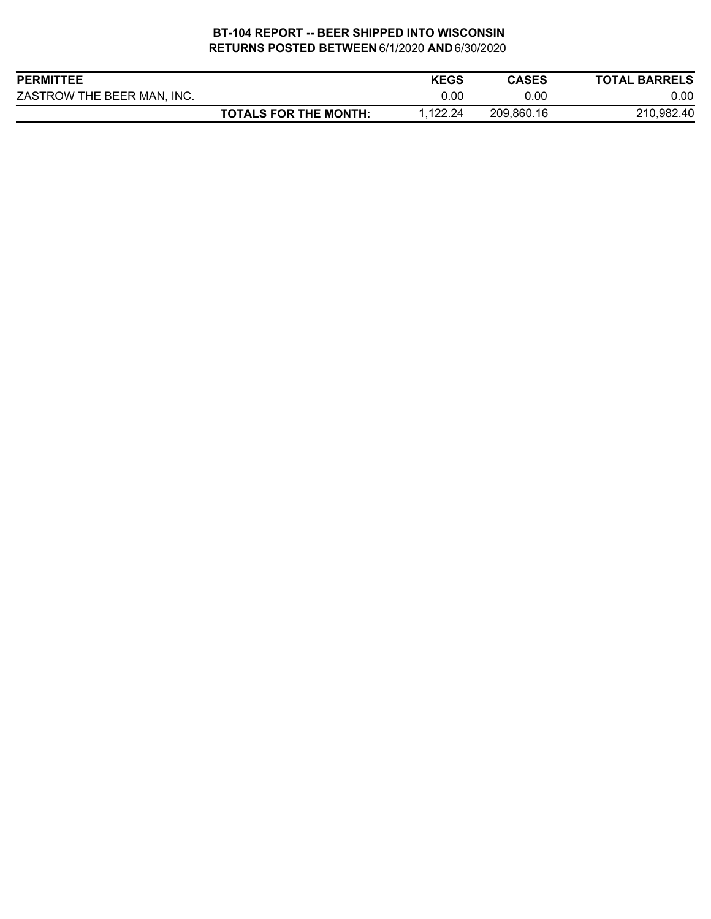**BT-104 REPORT -- BEER SHIPPED INTO WISCONSIN**
**RETURNS POSTED BETWEEN** 6/1/2020 **AND** 6/30/2020

| PERMITTEE | | KEGS | CASES | TOTAL BARRELS |
|---|---|---|---|---|
| ZASTROW THE BEER MAN, INC. | | 0.00 | 0.00 | 0.00 |
| | **TOTALS FOR THE MONTH:** | 1,122.24 | 209,860.16 | 210,982.40 |